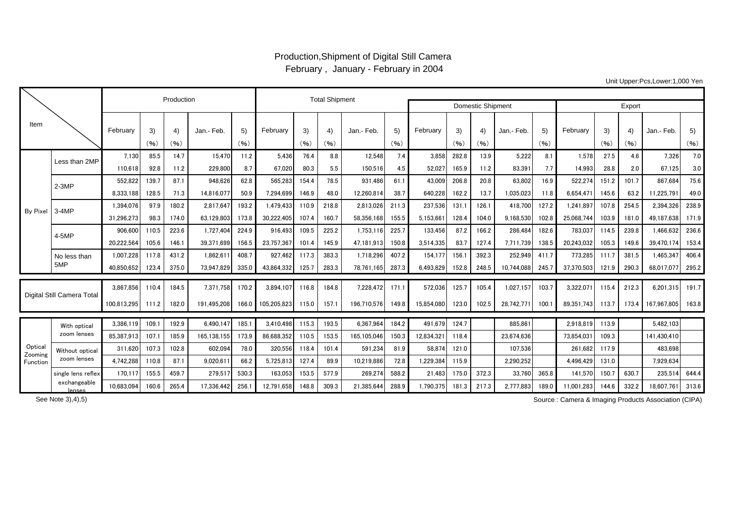# Production,Shipment of Digital Still Camera

February , January - February in 2004

Unit Upper:Pcs,Lower:1,000 Yen

| Item | | Production | | | | | Total Shipment | | | | | Domestic Shipment | | | | | Export | | | | |
|---|---|---|---|---|---|---|---|---|---|---|---|---|---|---|---|---|---|---|---|---|---|
| | | February | 3) (%) | 4) (%) | Jan.- Feb. | 5) (%) | February | 3) (%) | 4) (%) | Jan.- Feb. | 5) (%) | February | 3) (%) | 4) (%) | Jan.- Feb. | 5) (%) | February | 3) (%) | 4) (%) | Jan.- Feb. | 5) (%) |
| By Pixel | Less than 2MP | 7,130 | 85.5 | 14.7 | 15,470 | 11.2 | 5,436 | 76.4 | 8.8 | 12,548 | 7.4 | 3,858 | 282.8 | 13.9 | 5,222 | 8.1 | 1,578 | 27.5 | 4.6 | 7,326 | 7.0 |
| | | 110,618 | 92.8 | 11.2 | 229,800 | 8.7 | 67,020 | 80.3 | 5.5 | 150,516 | 4.5 | 52,027 | 165.9 | 11.2 | 83,391 | 7.7 | 14,993 | 28.8 | 2.0 | 67,125 | 3.0 |
| | 2-3MP | 552,822 | 139.7 | 87.1 | 948,626 | 62.8 | 565,283 | 154.4 | 78.5 | 931,486 | 61.1 | 43,009 | 206.8 | 20.8 | 63,802 | 16.9 | 522,274 | 151.2 | 101.7 | 867,684 | 75.6 |
| | | 8,333,188 | 128.5 | 71.3 | 14,816,077 | 50.9 | 7,294,699 | 146.9 | 48.0 | 12,260,814 | 38.7 | 640,228 | 162.2 | 13.7 | 1,035,023 | 11.8 | 6,654,471 | 145.6 | 63.2 | 11,225,791 | 49.0 |
| | 3-4MP | 1,394,076 | 97.9 | 180.2 | 2,817,647 | 193.2 | 1,479,433 | 110.9 | 218.8 | 2,813,026 | 211.3 | 237,536 | 131.1 | 126.1 | 418,700 | 127.2 | 1,241,897 | 107.8 | 254.5 | 2,394,326 | 238.9 |
| | | 31,296,273 | 98.3 | 174.0 | 63,129,803 | 173.8 | 30,222,405 | 107.4 | 160.7 | 58,356,168 | 155.5 | 5,153,661 | 128.4 | 104.0 | 9,168,530 | 102.8 | 25,068,744 | 103.9 | 181.0 | 49,187,638 | 171.9 |
| | 4-5MP | 906,600 | 110.5 | 223.6 | 1,727,404 | 224.9 | 916,493 | 109.5 | 225.2 | 1,753,116 | 225.7 | 133,456 | 87.2 | 166.2 | 286,484 | 182.6 | 783,037 | 114.5 | 239.8 | 1,466,632 | 236.6 |
| | | 20,222,564 | 105.6 | 146.1 | 39,371,699 | 156.5 | 23,757,367 | 101.4 | 145.9 | 47,181,913 | 150.8 | 3,514,335 | 83.7 | 127.4 | 7,711,739 | 138.5 | 20,243,032 | 105.3 | 149.6 | 39,470,174 | 153.4 |
| | No less than 5MP | 1,007,228 | 117.8 | 431.2 | 1,862,611 | 408.7 | 927,462 | 117.3 | 383.3 | 1,718,296 | 407.2 | 154,177 | 156.1 | 392.3 | 252,949 | 411.7 | 773,285 | 111.7 | 381.5 | 1,465,347 | 406.4 |
| | | 40,850,652 | 123.4 | 375.0 | 73,947,829 | 335.0 | 43,864,332 | 125.7 | 283.3 | 78,761,165 | 287.3 | 6,493,829 | 152.8 | 248.5 | 10,744,088 | 245.7 | 37,370,503 | 121.9 | 290.3 | 68,017,077 | 295.2 |
| Digital Still Camera Total | | 3,867,856 | 110.4 | 184.5 | 7,371,758 | 170.2 | 3,894,107 | 116.8 | 184.8 | 7,228,472 | 171.1 | 572,036 | 125.7 | 105.4 | 1,027,157 | 103.7 | 3,322,071 | 115.4 | 212.3 | 6,201,315 | 191.7 |
| | | 100,813,295 | 111.2 | 182.0 | 191,495,208 | 166.0 | 105,205,823 | 115.0 | 157.1 | 196,710,576 | 149.8 | 15,854,080 | 123.0 | 102.5 | 28,742,771 | 100.1 | 89,351,743 | 113.7 | 173.4 | 167,967,805 | 163.8 |
| Optical Zooming Function | With optical zoom lenses | 3,386,119 | 109.1 | 192.9 | 6,490,147 | 185.1 | 3,410,498 | 115.3 | 193.5 | 6,367,964 | 184.2 | 491,679 | 124.7 | | 885,861 | | 2,918,819 | 113.9 | | 5,482,103 | |
| | | 85,387,913 | 107.1 | 185.9 | 165,138,155 | 173.9 | 86,688,352 | 110.5 | 153.5 | 165,105,046 | 150.3 | 12,834,321 | 118.4 | | 23,674,636 | | 73,854,031 | 109.3 | | 141,430,410 | |
| | Without optical zoom lenses | 311,620 | 107.3 | 102.8 | 602,094 | 78.0 | 320,556 | 118.4 | 101.4 | 591,234 | 81.9 | 58,874 | 121.0 | | 107,536 | | 261,682 | 117.9 | | 483,698 | |
| | | 4,742,288 | 110.8 | 87.1 | 9,020,611 | 66.2 | 5,725,813 | 127.4 | 89.9 | 10,219,886 | 72.8 | 1,229,384 | 115.9 | | 2,290,252 | | 4,496,429 | 131.0 | | 7,929,634 | |
| | single lens reflex exchangeable lenses | 170,117 | 155.5 | 459.7 | 279,517 | 530.3 | 163,053 | 153.5 | 577.9 | 269,274 | 588.2 | 21,483 | 175.0 | 372.3 | 33,760 | 365.8 | 141,570 | 150.7 | 630.7 | 235,514 | 644.4 |
| | | 10,683,094 | 160.6 | 265.4 | 17,336,442 | 256.1 | 12,791,658 | 148.8 | 309.3 | 21,385,644 | 288.9 | 1,790,375 | 181.3 | 217.3 | 2,777,883 | 189.0 | 11,001,283 | 144.6 | 332.2 | 18,607,761 | 313.6 |

See Note 3),4),5)

Source : Camera & Imaging Products Association (CIPA)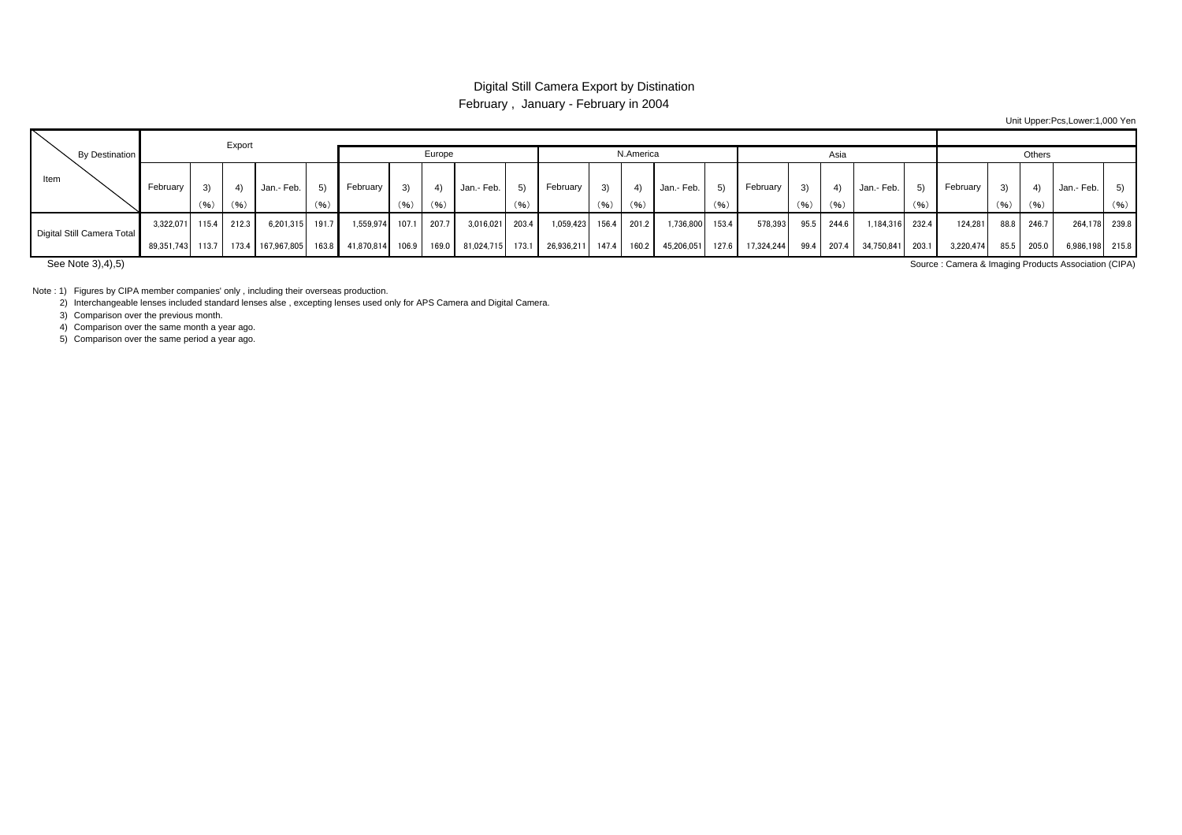# Digital Still Camera Export by Distination

## February , January - February in 2004

Unit Upper:Pcs,Lower:1,000 Yen

| By Destination / Item | Export | | | | | Europe | | | | | N.America | | | | | Asia | | | | | Others | | | | |
|---|---|---|---|---|---|---|---|---|---|---|---|---|---|---|---|---|---|---|---|---|---|---|---|---|---|
| | February | 3) (%) | 4) (%) | Jan.- Feb. | 5) (%) | February | 3) (%) | 4) (%) | Jan.- Feb. | 5) (%) | February | 3) (%) | 4) (%) | Jan.- Feb. | 5) (%) | February | 3) (%) | 4) (%) | Jan.- Feb. | 5) (%) | February | 3) (%) | 4) (%) | Jan.- Feb. | 5) (%) |
| Digital Still Camera Total | 3,322,071 | 115.4 | 212.3 | 6,201,315 | 191.7 | 1,559,974 | 107.1 | 207.7 | 3,016,021 | 203.4 | 1,059,423 | 156.4 | 201.2 | 1,736,800 | 153.4 | 578,393 | 95.5 | 244.6 | 1,184,316 | 232.4 | 124,281 | 88.8 | 246.7 | 264,178 | 239.8 |
| | 89,351,743 | 113.7 | 173.4 | 167,967,805 | 163.8 | 41,870,814 | 106.9 | 169.0 | 81,024,715 | 173.1 | 26,936,211 | 147.4 | 160.2 | 45,206,051 | 127.6 | 17,324,244 | 99.4 | 207.4 | 34,750,841 | 203.1 | 3,220,474 | 85.5 | 205.0 | 6,986,198 | 215.8 |

See Note 3),4),5)

Source : Camera & Imaging Products Association (CIPA)

Note : 1) Figures by CIPA member companies' only , including their overseas production.

2) Interchangeable lenses included standard lenses alse , excepting lenses used only for APS Camera and Digital Camera.

3) Comparison over the previous month.

4) Comparison over the same month a year ago.

5) Comparison over the same period a year ago.